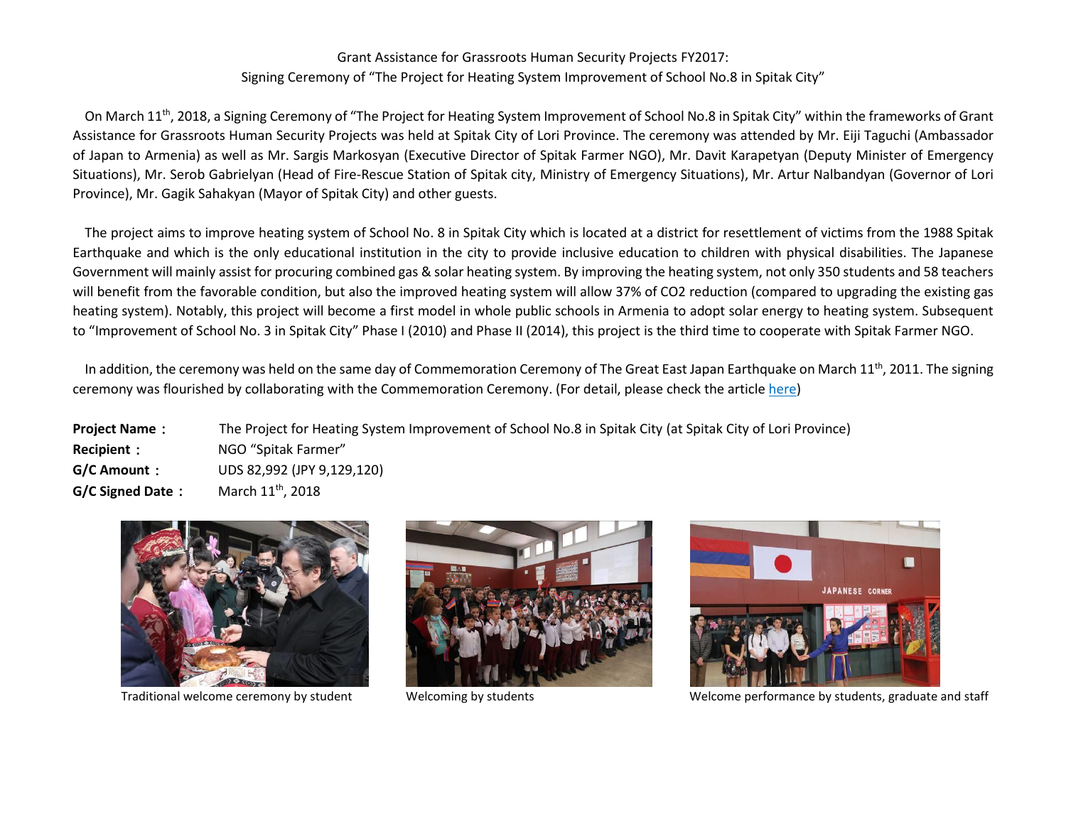# Grant Assistance for Grassroots Human Security Projects FY2017:
## Signing Ceremony of "The Project for Heating System Improvement of School No.8 in Spitak City"

On March 11th, 2018, a Signing Ceremony of "The Project for Heating System Improvement of School No.8 in Spitak City" within the frameworks of Grant Assistance for Grassroots Human Security Projects was held at Spitak City of Lori Province. The ceremony was attended by Mr. Eiji Taguchi (Ambassador of Japan to Armenia) as well as Mr. Sargis Markosyan (Executive Director of Spitak Farmer NGO), Mr. Davit Karapetyan (Deputy Minister of Emergency Situations), Mr. Serob Gabrielyan (Head of Fire-Rescue Station of Spitak city, Ministry of Emergency Situations), Mr. Artur Nalbandyan (Governor of Lori Province), Mr. Gagik Sahakyan (Mayor of Spitak City) and other guests.

The project aims to improve heating system of School No. 8 in Spitak City which is located at a district for resettlement of victims from the 1988 Spitak Earthquake and which is the only educational institution in the city to provide inclusive education to children with physical disabilities. The Japanese Government will mainly assist for procuring combined gas & solar heating system. By improving the heating system, not only 350 students and 58 teachers will benefit from the favorable condition, but also the improved heating system will allow 37% of $CO_2$ reduction (compared to upgrading the existing gas heating system). Notably, this project will become a first model in whole public schools in Armenia to adopt solar energy to heating system. Subsequent to "Improvement of School No. 3 in Spitak City" Phase I (2010) and Phase II (2014), this project is the third time to cooperate with Spitak Farmer NGO.

In addition, the ceremony was held on the same day of Commemoration Ceremony of The Great East Japan Earthquake on March 11th, 2011. The signing ceremony was flourished by collaborating with the Commemoration Ceremony. (For detail, please check the article here)

**Project Name：** The Project for Heating System Improvement of School No.8 in Spitak City (at Spitak City of Lori Province)
**Recipient：** NGO "Spitak Farmer"
**G/C Amount：** UDS 82,992 (JPY 9,129,120)
**G/C Signed Date：** March 11th, 2018

Traditional welcome ceremony by student

Welcoming by students

Welcome performance by students, graduate and staff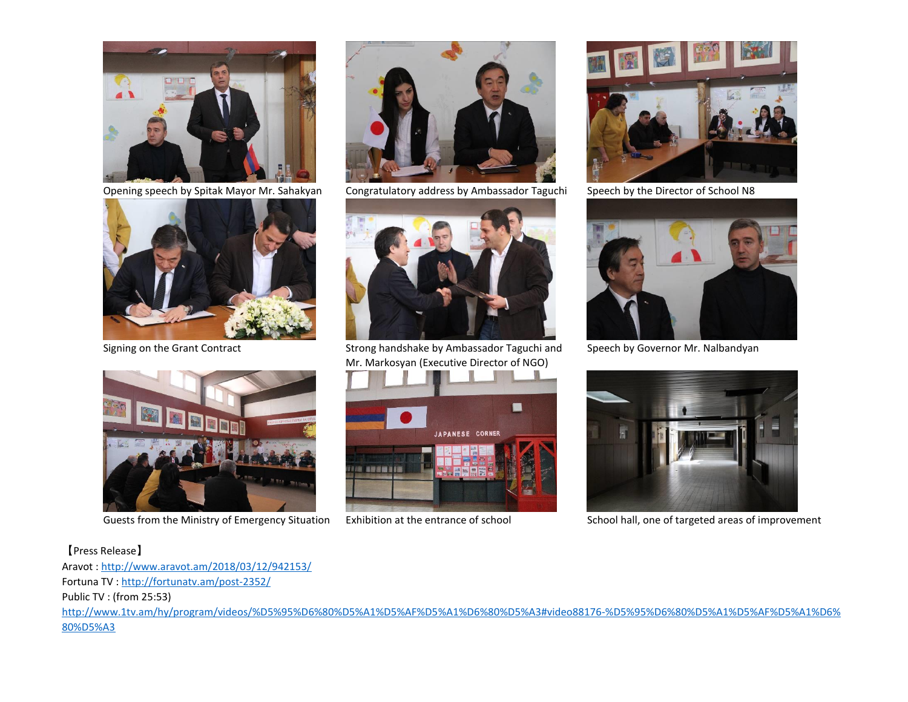Opening speech by Spitak Mayor Mr. Sahakyan

Congratulatory address by Ambassador Taguchi

Speech by the Director of School N8

Signing on the Grant Contract

Strong handshake by Ambassador Taguchi and Mr. Markosyan (Executive Director of NGO)

Speech by Governor Mr. Nalbandyan

Guests from the Ministry of Emergency Situation

Exhibition at the entrance of school

School hall, one of targeted areas of improvement

【Press Release】

Aravot : http://www.aravot.am/2018/03/12/942153/

Fortuna TV : http://fortunatv.am/post-2352/

Public TV : (from 25:53)

http://www.1tv.am/hy/program/videos/%D5%95%D6%80%D5%A1%D5%AF%D5%A1%D6%80%D5%A3#video88176-%D5%95%D6%80%D5%A1%D5%AF%D5%A1%D6%80%D5%A3